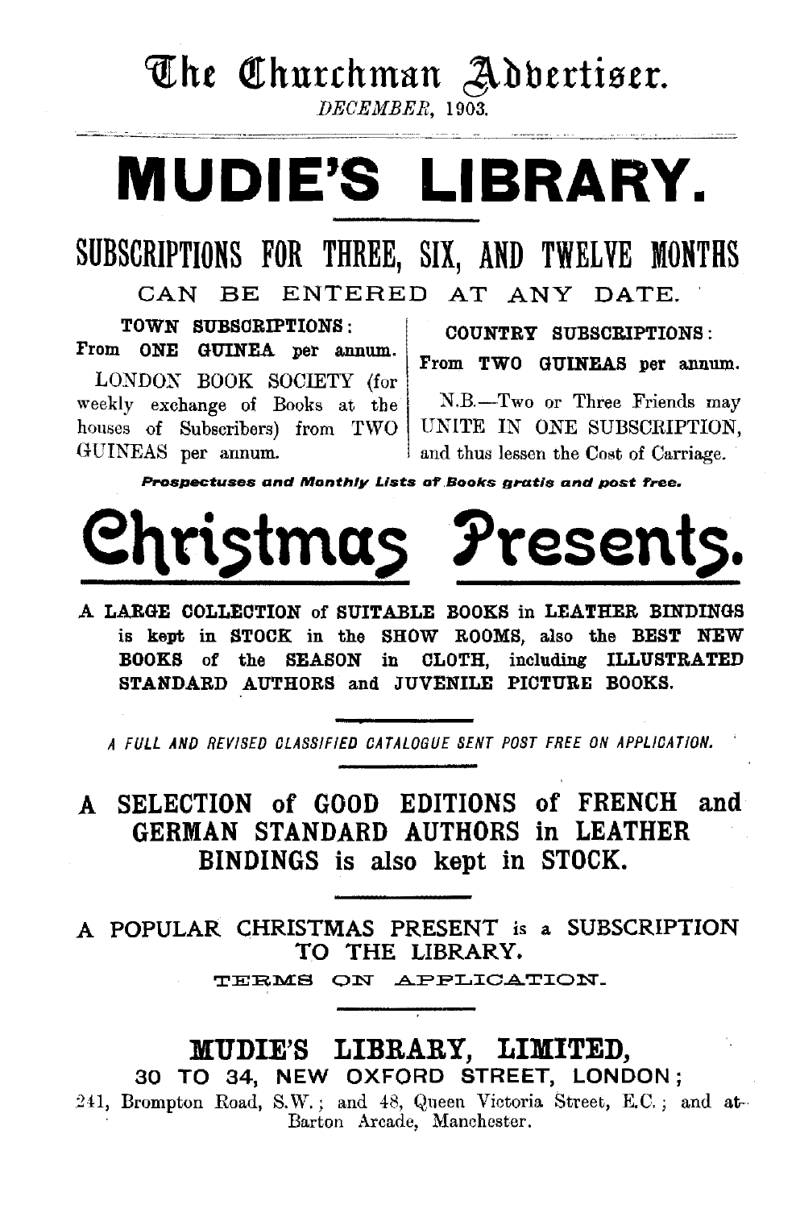# The Churchman Advertiser.

*DECEMBER, 1903.*

# MUDIE'S LIBRARY.

## SUBSCRIPTIONS FOR THREE, SIX, AND TWELVE MONTHS

CAN BE ENTERED AT ANY DATE.

**TOWN SUBSCRIPTIONS:**

From **ONE GUINEA** per annum.

LONDON BOOK SOCIETY (for weekly exchange of Books at the houses of Subscribers) from TWO GUINEAS per annum.

**COUNTRY SUBSCRIPTIONS:**

From **TWO GUINEAS** per annum.

N.B.—Two or Three Friends may UNITE IN ONE SUBSCRIPTION, and thus lessen the Cost of Carriage.

***Prospectuses and Monthly Lists of Books gratis and post free.***

# Christmas Presents.

**A LARGE COLLECTION of SUITABLE BOOKS in LEATHER BINDINGS is kept in STOCK in the SHOW ROOMS, also the BEST NEW BOOKS of the SEASON in CLOTH, including ILLUSTRATED STANDARD AUTHORS and JUVENILE PICTURE BOOKS.**

*A FULL AND REVISED CLASSIFIED CATALOGUE SENT POST FREE ON APPLICATION.*

**A SELECTION of GOOD EDITIONS of FRENCH and GERMAN STANDARD AUTHORS in LEATHER BINDINGS is also kept in STOCK.**

A POPULAR CHRISTMAS PRESENT is a SUBSCRIPTION TO THE LIBRARY.

TERMS ON APPLICATION.

## MUDIE'S LIBRARY, LIMITED,

**30 TO 34, NEW OXFORD STREET, LONDON;**

241, Brompton Road, S.W.; and 48, Queen Victoria Street, E.C.; and at Barton Arcade, Manchester.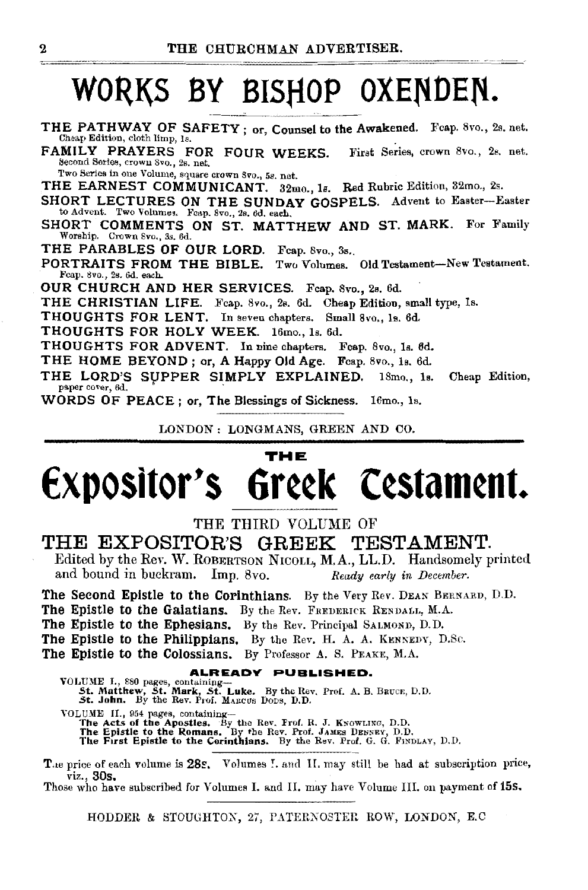# WORKS BY BISHOP OXENDEN.

**THE PATHWAY OF SAFETY; or, Counsel to the Awakened.** Fcap. 8vo., 2s. net. Cheap Edition, cloth limp, 1s.

**FAMILY PRAYERS FOR FOUR WEEKS.** First Series, crown 8vo., 2s. net. Second Series, crown 8vo., 2s. net.
Two Series in one Volume, square crown 8vo., 5s. net.

**THE EARNEST COMMUNICANT.** 32mo., 1s. Red Rubric Edition, 32mo., 2s.

**SHORT LECTURES ON THE SUNDAY GOSPELS.** Advent to Easter—Easter to Advent. Two Volumes. Fcap. 8vo., 2s. 6d. each.

**SHORT COMMENTS ON ST. MATTHEW AND ST. MARK.** For Family Worship. Crown 8vo., 3s. 6d.

**THE PARABLES OF OUR LORD.** Fcap. 8vo., 3s.

**PORTRAITS FROM THE BIBLE.** Two Volumes. Old Testament—New Testament. Fcap. 8vo., 2s. 6d. each.

**OUR CHURCH AND HER SERVICES.** Fcap. 8vo., 2s. 6d.

**THE CHRISTIAN LIFE.** Fcap. 8vo., 2s. 6d. Cheap Edition, small type, 1s.

**THOUGHTS FOR LENT.** In seven chapters. Small 8vo., 1s. 6d.

**THOUGHTS FOR HOLY WEEK.** 16mo., 1s. 6d.

**THOUGHTS FOR ADVENT.** In nine chapters. Fcap. 8vo., 1s. 6d.

**THE HOME BEYOND; or, A Happy Old Age.** Fcap. 8vo., 1s. 6d.

**THE LORD'S SUPPER SIMPLY EXPLAINED.** 18mo., 1s. Cheap Edition, paper cover, 6d.

**WORDS OF PEACE; or, The Blessings of Sickness.** 16mo., 1s.

LONDON: LONGMANS, GREEN AND CO.

---

# THE Expositor's Greek Testament.

THE THIRD VOLUME OF

## THE EXPOSITOR'S GREEK TESTAMENT.

Edited by the Rev. W. ROBERTSON NICOLL, M.A., LL.D. Handsomely printed and bound in buckram. Imp. 8vo. *Ready early in December.*

**The Second Epistle to the Corinthians.** By the Very Rev. DEAN BERNARD, D.D.
**The Epistle to the Galatians.** By the Rev. FREDERICK RENDALL, M.A.
**The Epistle to the Ephesians.** By the Rev. Principal SALMOND, D.D.
**The Epistle to the Philippians.** By the Rev. H. A. A. KENNEDY, D.Sc.
**The Epistle to the Colossians.** By Professor A. S. PEAKE, M.A.

**ALREADY PUBLISHED.**

VOLUME I., 880 pages, containing—
**St. Matthew, St. Mark, St. Luke.** By the Rev. Prof. A. B. BRUCE, D.D.
**St. John.** By the Rev. Prof. MARCUS DODS, D.D.

VOLUME II., 954 pages, containing—
**The Acts of the Apostles.** By the Rev. Prof. R. J. KNOWLING, D.D.
**The Epistle to the Romans.** By the Rev. Prof. JAMES DENNEY, D.D.
**The First Epistle to the Corinthians.** By the Rev. Prof. G. G. FINDLAY, D.D.

The price of each volume is **28s.** Volumes I. and II. may still be had at subscription price, viz., **30s.**
Those who have subscribed for Volumes I. and II. may have Volume III. on payment of **15s.**

HODDER & STOUGHTON, 27, PATERNOSTER ROW, LONDON, E.C.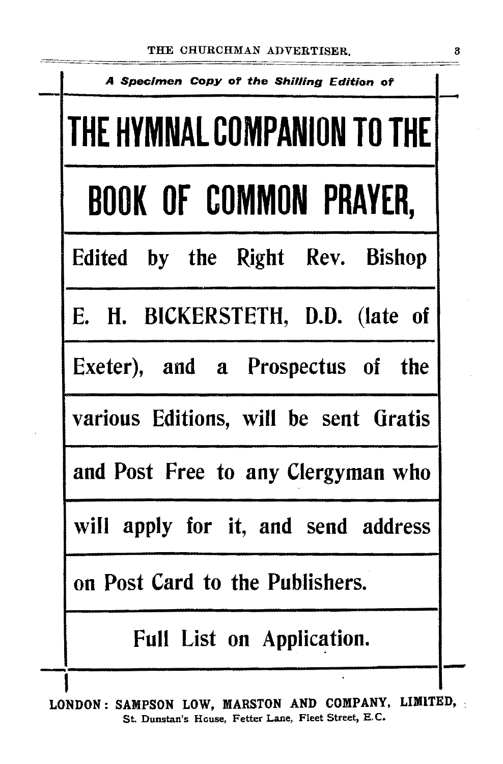*A Specimen Copy of the Shilling Edition of*

# THE HYMNAL COMPANION TO THE BOOK OF COMMON PRAYER,

Edited by the Right Rev. Bishop E. H. BICKERSTETH, D.D. (late of Exeter), and a Prospectus of the various Editions, will be sent Gratis and Post Free to any Clergyman who will apply for it, and send address on Post Card to the Publishers.

Full List on Application.

LONDON: SAMPSON LOW, MARSTON AND COMPANY, LIMITED,
St. Dunstan's House, Fetter Lane, Fleet Street, E.C.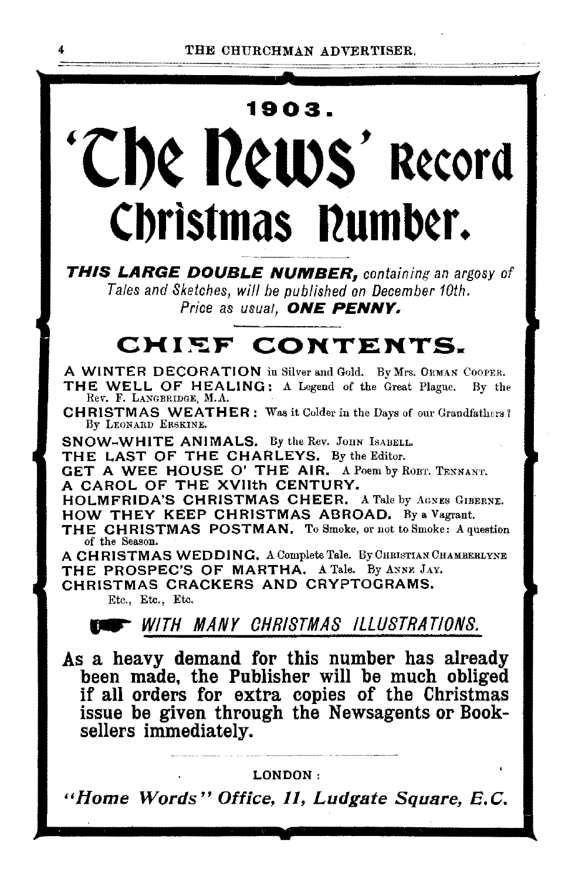# 1903.

# 'The News' Record Christmas Number.

***THIS LARGE DOUBLE NUMBER,*** *containing an argosy of Tales and Sketches, will be published on December 10th. Price as usual,* ***ONE PENNY.***

## CHIEF CONTENTS.

**A WINTER DECORATION** in Silver and Gold. By MRS. ORMAN COOPER.
**THE WELL OF HEALING:** A Legend of the Great Plague. By the REV. F. LANGBRIDGE, M.A.
**CHRISTMAS WEATHER:** Was it Colder in the Days of our Grandfathers? By LEONARD ERSKINE.
**SNOW-WHITE ANIMALS.** By the Rev. JOHN ISABELL.
**THE LAST OF THE CHARLEYS.** By the Editor.
**GET A WEE HOUSE O' THE AIR.** A Poem by ROBT. TENNANT.
**A CAROL OF THE XVIIth CENTURY.**
**HOLMFRIDA'S CHRISTMAS CHEER.** A Tale by AGNES GIBERNE.
**HOW THEY KEEP CHRISTMAS ABROAD.** By a Vagrant.
**THE CHRISTMAS POSTMAN.** To Smoke, or not to Smoke: A question of the Season.
**A CHRISTMAS WEDDING.** A Complete Tale. By CHRISTIAN CHAMBERLYNE
**THE PROSPEC'S OF MARTHA.** A Tale. By ANNE JAY.
**CHRISTMAS CRACKERS AND CRYPTOGRAMS.**
Etc., Etc., Etc.

*WITH MANY CHRISTMAS ILLUSTRATIONS.*

**As a heavy demand for this number has already been made, the Publisher will be much obliged if all orders for extra copies of the Christmas issue be given through the Newsagents or Booksellers immediately.**

LONDON:

***"Home Words" Office, 11, Ludgate Square, E.C.***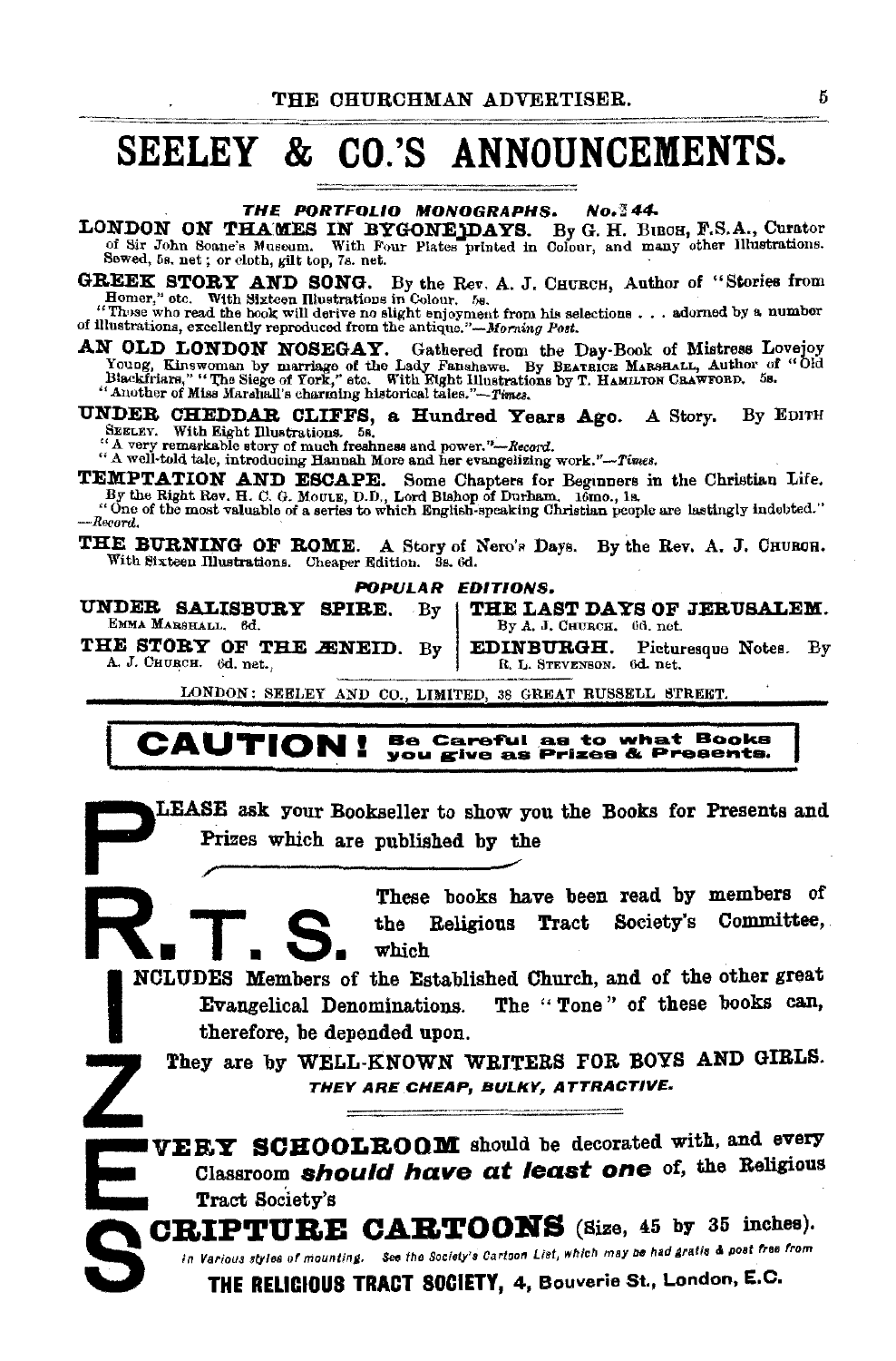# SEELEY & CO.'S ANNOUNCEMENTS.

*THE PORTFOLIO MONOGRAPHS. No. 44.*

**LONDON ON THAMES IN BYGONE DAYS.** By G. H. Birch, F.S.A., Curator of Sir John Soane's Museum. With Four Plates printed in Colour, and many other Illustrations. Sewed, 5s. net; or cloth, gilt top, 7s. net.

**GREEK STORY AND SONG.** By the Rev. A. J. Church, Author of "Stories from Homer," etc. With Sixteen Illustrations in Colour. 5s.
"Those who read the book will derive no slight enjoyment from his selections . . . adorned by a number of illustrations, excellently reproduced from the antique."—*Morning Post.*

**AN OLD LONDON NOSEGAY.** Gathered from the Day-Book of Mistress Lovejoy Young, Kinswoman by marriage of the Lady Fanshawe. By Beatrice Marshall, Author of "Old Blackfriars," "The Siege of York," etc. With Eight Illustrations by T. Hamilton Crawford. 5s.
"Another of Miss Marshall's charming historical tales."—*Times.*

**UNDER CHEDDAR CLIFFS, a Hundred Years Ago.** A Story. By Edith Seeley. With Eight Illustrations. 5s.
"A very remarkable story of much freshness and power."—*Record.*
"A well-told tale, introducing Hannah More and her evangelizing work."—*Times.*

**TEMPTATION AND ESCAPE.** Some Chapters for Beginners in the Christian Life. By the Right Rev. H. C. G. Moule, D.D., Lord Bishop of Durham. 16mo., 1s.
"One of the most valuable of a series to which English-speaking Christian people are lastingly indebted."—*Record.*

**THE BURNING OF ROME.** A Story of Nero's Days. By the Rev. A. J. Church. With Sixteen Illustrations. Cheaper Edition. 3s. 6d.

*POPULAR EDITIONS.*

**UNDER SALISBURY SPIRE.** By Emma Marshall. 6d.

**THE STORY OF THE ÆNEID.** By A. J. Church. 6d. net.

**THE LAST DAYS OF JERUSALEM.** By A. J. Church. 6d. net.

**EDINBURGH.** Picturesque Notes. By R. L. Stevenson. 6d. net.

LONDON: SEELEY AND CO., LIMITED, 38 GREAT RUSSELL STREET.

---

## CAUTION! Be Careful as to what Books you give as Prizes & Presents.

**P**LEASE ask your Bookseller to show you the Books for Presents and Prizes which are published by the

**R.T.S.** These books have been read by members of the Religious Tract Society's Committee, which

**I**NCLUDES Members of the Established Church, and of the other great Evangelical Denominations. The "Tone" of these books can, therefore, be depended upon.

**Z** They are by WELL-KNOWN WRITERS FOR BOYS AND GIRLS.
*THEY ARE CHEAP, BULKY, ATTRACTIVE.*

**E**VERY SCHOOLROOM should be decorated with, and every Classroom ***should have at least one*** of, the Religious Tract Society's

**S**CRIPTURE CARTOONS (Size, 45 by 35 inches).
*In Various styles of mounting. See the Society's Cartoon List, which may be had gratis & post free from*

**THE RELIGIOUS TRACT SOCIETY, 4, Bouverie St., London, E.C.**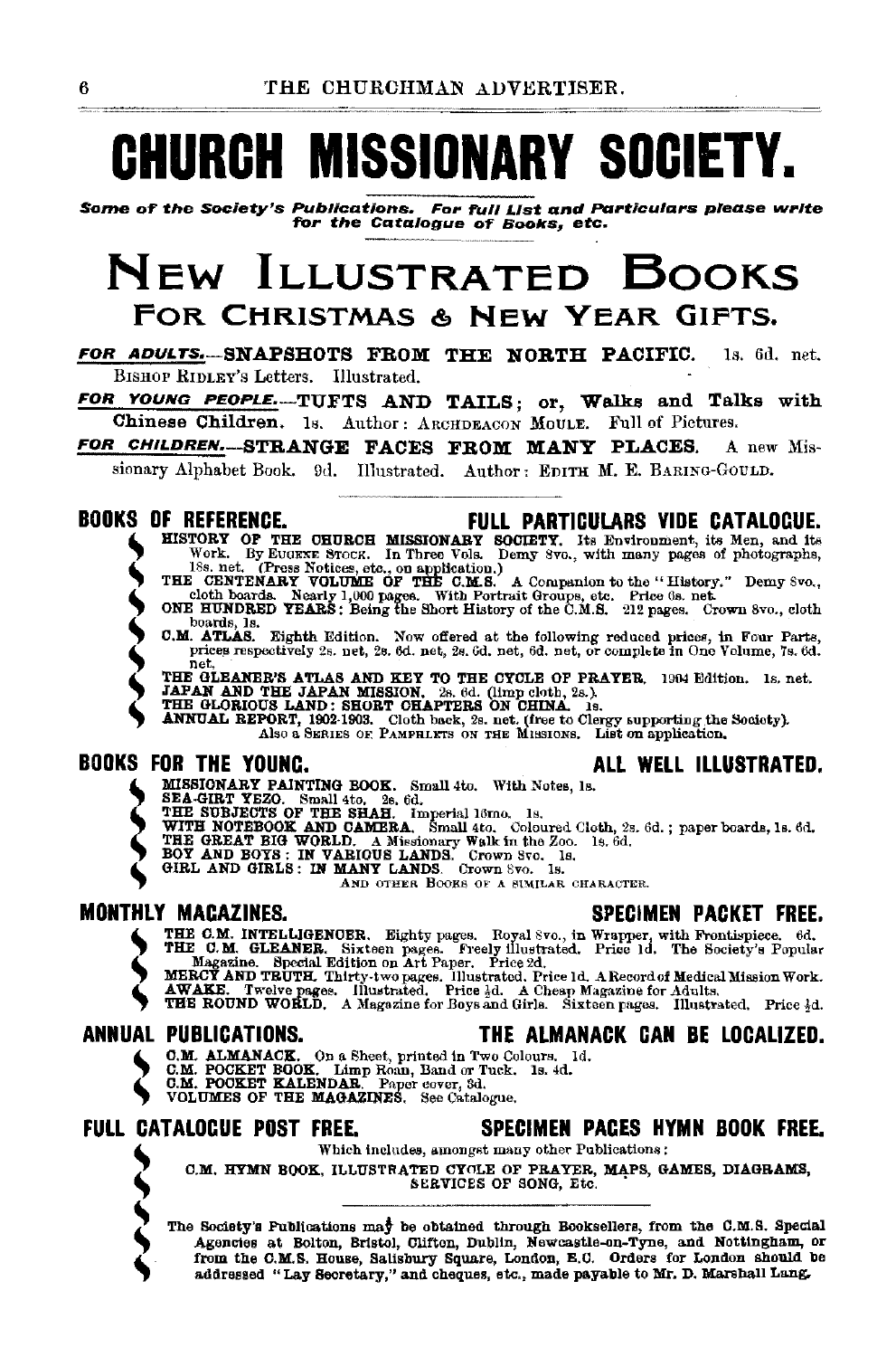# CHURCH MISSIONARY SOCIETY.

*Some of the Society's Publications. For full List and Particulars please write for the Catalogue of Books, etc.*

## NEW ILLUSTRATED BOOKS FOR CHRISTMAS & NEW YEAR GIFTS.

***FOR ADULTS.***—**SNAPSHOTS FROM THE NORTH PACIFIC.** 1s. 6d. net. BISHOP RIDLEY'S Letters. Illustrated.

***FOR YOUNG PEOPLE.***—**TUFTS AND TAILS; or, Walks and Talks with Chinese Children.** 1s. Author: ARCHDEACON MOULE. Full of Pictures.

***FOR CHILDREN.***—**STRANGE FACES FROM MANY PLACES.** A new Missionary Alphabet Book. 9d. Illustrated. Author: EDITH M. E. BARING-GOULD.

---

### BOOKS OF REFERENCE. FULL PARTICULARS VIDE CATALOGUE.

- **HISTORY OF THE CHURCH MISSIONARY SOCIETY.** Its Environment, its Men, and its Work. By EUGENE STOCK. In Three Vols. Demy 8vo., with many pages of photographs, 18s. net. (Press Notices, etc., on application.)
- **THE CENTENARY VOLUME OF THE C.M.S.** A Companion to the "History." Demy 8vo., cloth boards. Nearly 1,000 pages. With Portrait Groups, etc. Price 6s. net.
- **ONE HUNDRED YEARS:** Being the Short History of the C.M.S. 212 pages. Crown 8vo., cloth boards, 1s.
- **C.M. ATLAS.** Eighth Edition. Now offered at the following reduced prices, in Four Parts, prices respectively 2s. net, 2s. 6d. net, 2s. 6d. net, 6d. net, or complete in One Volume, 7s. 6d. net.
- **THE GLEANER'S ATLAS AND KEY TO THE CYCLE OF PRAYER.** 1904 Edition. 1s. net.
- **JAPAN AND THE JAPAN MISSION.** 2s. 6d. (limp cloth, 2s.).
- **THE GLORIOUS LAND: SHORT CHAPTERS ON CHINA.** 1s.
- **ANNUAL REPORT, 1902-1903.** Cloth back, 2s. net. (free to Clergy supporting the Society).

Also a SERIES OF PAMPHLETS ON THE MISSIONS. List on application.

### BOOKS FOR THE YOUNG. ALL WELL ILLUSTRATED.

- **MISSIONARY PAINTING BOOK.** Small 4to. With Notes, 1s.
- **SEA-GIRT YEZO.** Small 4to. 2s. 6d.
- **THE SUBJECTS OF THE SHAH.** Imperial 16mo. 1s.
- **WITH NOTEBOOK AND CAMERA.** Small 4to. Coloured Cloth, 2s. 6d.; paper boards, 1s. 6d.
- **THE GREAT BIG WORLD.** A Missionary Walk in the Zoo. 1s. 6d.
- **BOY AND BOYS: IN VARIOUS LANDS.** Crown 8vo. 1s.
- **GIRL AND GIRLS: IN MANY LANDS.** Crown 8vo. 1s.

AND OTHER BOOKS OF A SIMILAR CHARACTER.

### MONTHLY MAGAZINES. SPECIMEN PACKET FREE.

- **THE C.M. INTELLIGENCER.** Eighty pages. Royal 8vo., in Wrapper, with Frontispiece. 6d.
- **THE C.M. GLEANER.** Sixteen pages. Freely illustrated. Price 1d. The Society's Popular Magazine. Special Edition on Art Paper. Price 2d.
- **MERCY AND TRUTH.** Thirty-two pages. Illustrated. Price 1d. A Record of Medical Mission Work.
- **AWAKE.** Twelve pages. Illustrated. Price ½d. A Cheap Magazine for Adults.
- **THE ROUND WORLD.** A Magazine for Boys and Girls. Sixteen pages. Illustrated. Price ½d.

### ANNUAL PUBLICATIONS. THE ALMANACK CAN BE LOCALIZED.

- **C.M. ALMANACK.** On a Sheet, printed in Two Colours. 1d.
- **C.M. POCKET BOOK.** Limp Roan, Band or Tuck. 1s. 4d.
- **C.M. POCKET KALENDAR.** Paper cover, 3d.
- **VOLUMES OF THE MAGAZINES.** See Catalogue.

### FULL CATALOGUE POST FREE. SPECIMEN PAGES HYMN BOOK FREE.

Which includes, amongst many other Publications:

C.M. HYMN BOOK, ILLUSTRATED CYCLE OF PRAYER, MAPS, GAMES, DIAGRAMS, SERVICES OF SONG, Etc.

---

The Society's Publications may be obtained through Booksellers, from the C.M.S. Special Agencies at Bolton, Bristol, Clifton, Dublin, Newcastle-on-Tyne, and Nottingham, or from the C.M.S. House, Salisbury Square, London, E.C. Orders for London should be addressed "Lay Secretary," and cheques, etc., made payable to Mr. D. Marshall Lang.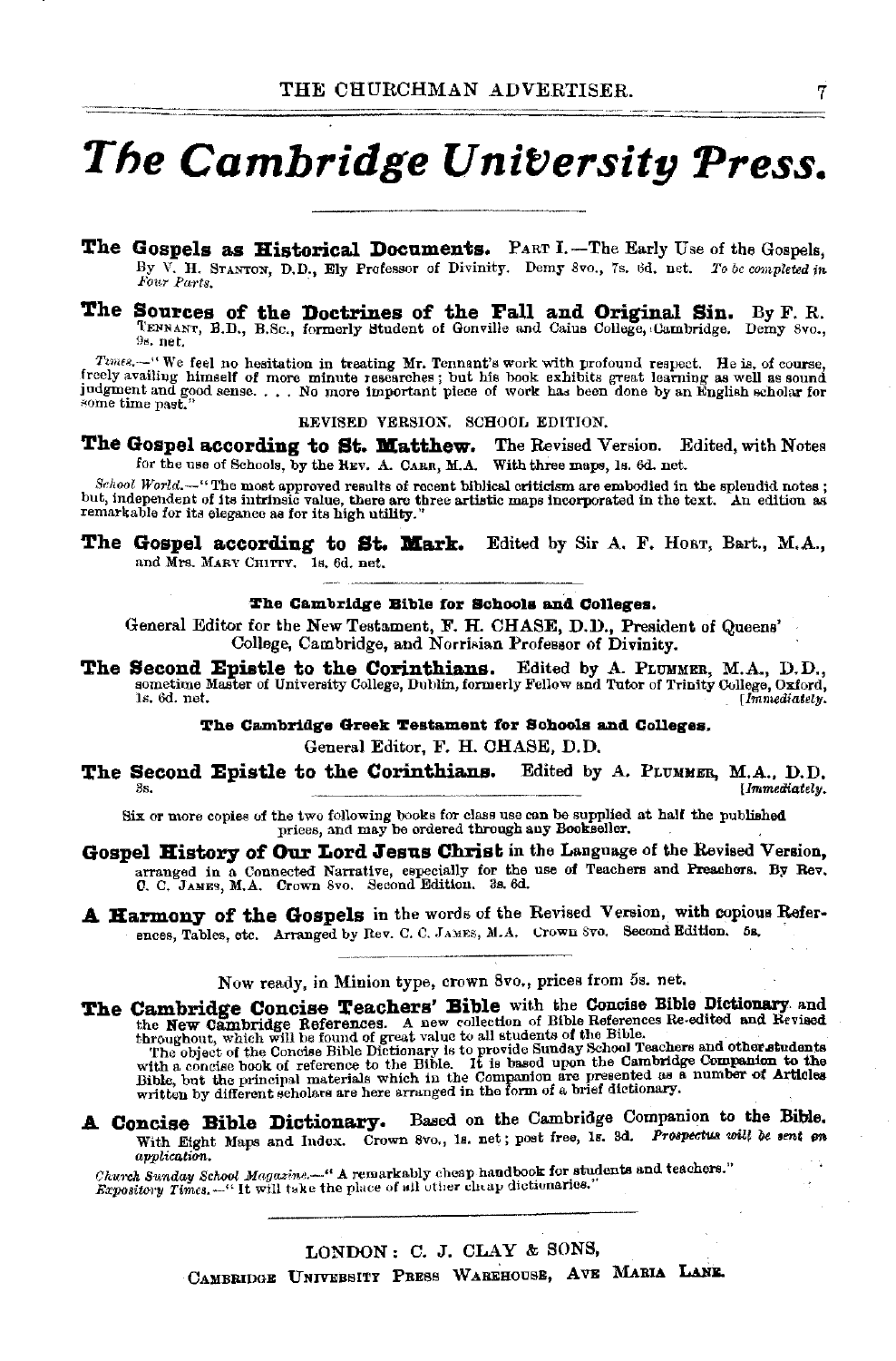# The Cambridge University Press.

**The Gospels as Historical Documents.** PART I.—The Early Use of the Gospels, By V. H. STANTON, D.D., Ely Professor of Divinity. Demy 8vo., 7s. 6d. net. *To be completed in Four Parts.*

**The Sources of the Doctrines of the Fall and Original Sin.** By F. R. TENNANT, B.D., B.Sc., formerly Student of Gonville and Caius College, Cambridge. Demy 8vo., 9s. net.

*Times.*—"We feel no hesitation in treating Mr. Tennant's work with profound respect. He is, of course, freely availing himself of more minute researches; but his book exhibits great learning as well as sound judgment and good sense. . . . No more important piece of work has been done by an English scholar for some time past."

REVISED VERSION. SCHOOL EDITION.

**The Gospel according to St. Matthew.** The Revised Version. Edited, with Notes for the use of Schools, by the REV. A. CARR, M.A. With three maps, 1s. 6d. net.

*School World.*—"The most approved results of recent biblical criticism are embodied in the splendid notes; but, independent of its intrinsic value, there are three artistic maps incorporated in the text. An edition as remarkable for its elegance as for its high utility."

**The Gospel according to St. Mark.** Edited by Sir A. F. HORT, Bart., M.A., and Mrs. MARY CHITTY. 1s. 6d. net.

**The Cambridge Bible for Schools and Colleges.**

General Editor for the New Testament, F. H. CHASE, D.D., President of Queens' College, Cambridge, and Norrisian Professor of Divinity.

**The Second Epistle to the Corinthians.** Edited by A. PLUMMER, M.A., D.D., sometime Master of University College, Dublin, formerly Fellow and Tutor of Trinity College, Oxford, 1s. 6d. net. [*Immediately.*

**The Cambridge Greek Testament for Schools and Colleges.**

General Editor, F. H. CHASE, D.D.

**The Second Epistle to the Corinthians.** Edited by A. PLUMMER, M.A., D.D. 3s. [*Immediately.*

Six or more copies of the two following books for class use can be supplied at half the published prices, and may be ordered through any Bookseller.

**Gospel History of Our Lord Jesus Christ** in the Language of the Revised Version, arranged in a Connected Narrative, especially for the use of Teachers and Preachers. By Rev. C. C. JAMES, M.A. Crown 8vo. Second Edition. 3s. 6d.

**A Harmony of the Gospels** in the words of the Revised Version, with copious References, Tables, etc. Arranged by Rev. C. C. JAMES, M.A. Crown 8vo. Second Edition. 5s.

Now ready, in Minion type, crown 8vo., prices from 5s. net.

**The Cambridge Concise Teachers' Bible** with the **Concise Bible Dictionary** and the **New Cambridge References.** A new collection of Bible References Re-edited and Revised throughout, which will be found of great value to all students of the Bible.

The object of the Concise Bible Dictionary is to provide Sunday School Teachers and other students with a concise book of reference to the Bible. It is based upon the Cambridge Companion to the Bible, but the principal materials which in the Companion are presented as a number of Articles written by different scholars are here arranged in the form of a brief dictionary.

**A Concise Bible Dictionary.** Based on the Cambridge Companion to the Bible. With Eight Maps and Index. Crown 8vo., 1s. net; post free, 1s. 3d. *Prospectus will be sent on application.*

*Church Sunday School Magazine.*—"A remarkably cheap handbook for students and teachers."
*Expository Times.*—"It will take the place of all other cheap dictionaries."

LONDON: C. J. CLAY & SONS,
CAMBRIDGE UNIVERSITY PRESS WAREHOUSE, AVE MARIA LANE.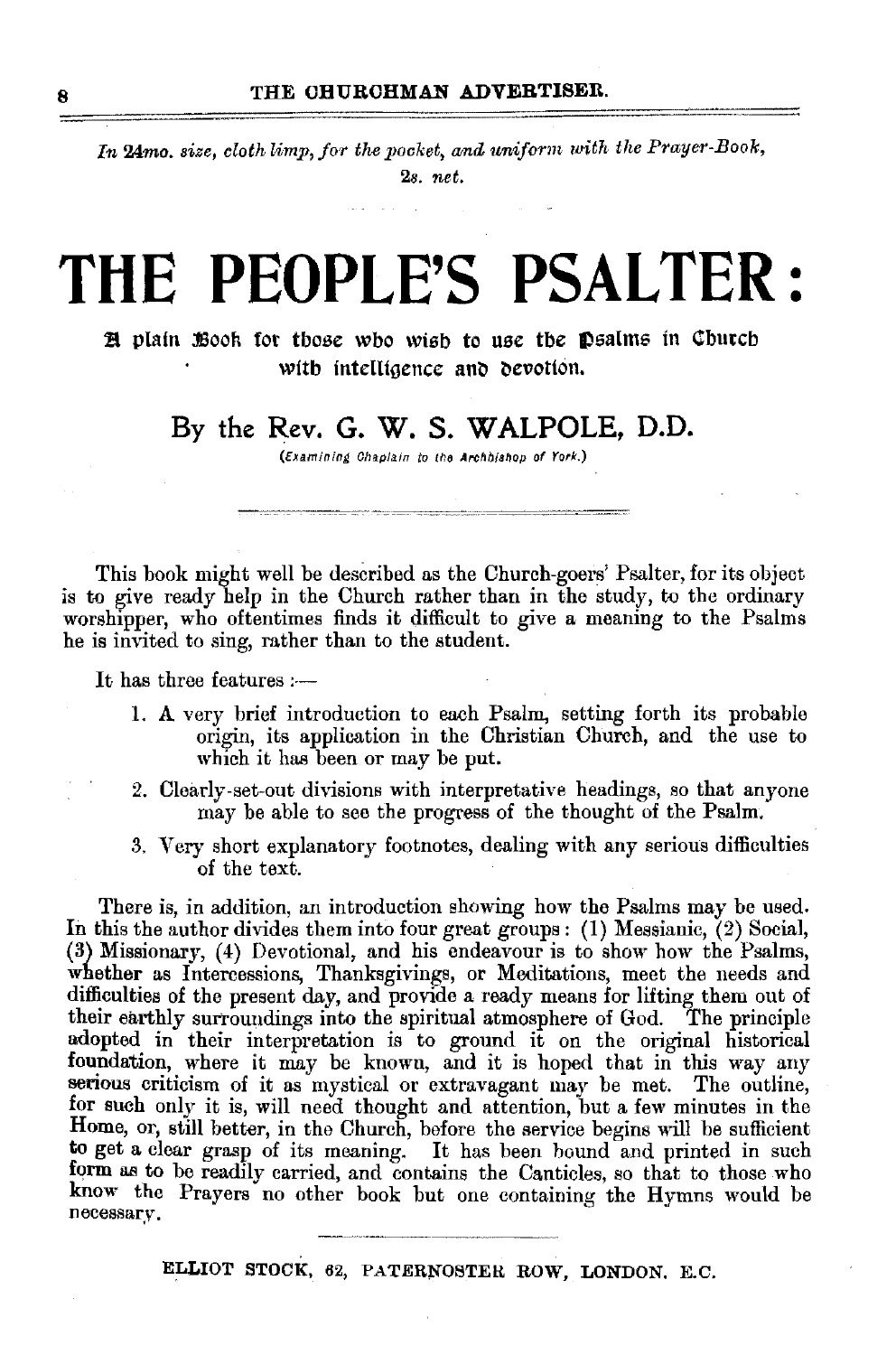*In 24mo. size, cloth limp, for the pocket, and uniform with the Prayer-Book,*
*2s. net.*

# THE PEOPLE'S PSALTER:

**A plain Book for those who wish to use the Psalms in Church with intelligence and devotion.**

## By the Rev. G. W. S. WALPOLE, D.D.

*(Examining Chaplain to the Archbishop of York.)*

---

This book might well be described as the Church-goers' Psalter, for its object is to give ready help in the Church rather than in the study, to the ordinary worshipper, who oftentimes finds it difficult to give a meaning to the Psalms he is invited to sing, rather than to the student.

It has three features :—

1. A very brief introduction to each Psalm, setting forth its probable origin, its application in the Christian Church, and the use to which it has been or may be put.
2. Clearly-set-out divisions with interpretative headings, so that anyone may be able to see the progress of the thought of the Psalm.
3. Very short explanatory footnotes, dealing with any serious difficulties of the text.

There is, in addition, an introduction showing how the Psalms may be used. In this the author divides them into four great groups: (1) Messianic, (2) Social, (3) Missionary, (4) Devotional, and his endeavour is to show how the Psalms, whether as Intercessions, Thanksgivings, or Meditations, meet the needs and difficulties of the present day, and provide a ready means for lifting them out of their earthly surroundings into the spiritual atmosphere of God. The principle adopted in their interpretation is to ground it on the original historical foundation, where it may be known, and it is hoped that in this way any serious criticism of it as mystical or extravagant may be met. The outline, for such only it is, will need thought and attention, but a few minutes in the Home, or, still better, in the Church, before the service begins will be sufficient to get a clear grasp of its meaning. It has been bound and printed in such form as to be readily carried, and contains the Canticles, so that to those who know the Prayers no other book but one containing the Hymns would be necessary.

---

ELLIOT STOCK, 62, PATERNOSTER ROW, LONDON, E.C.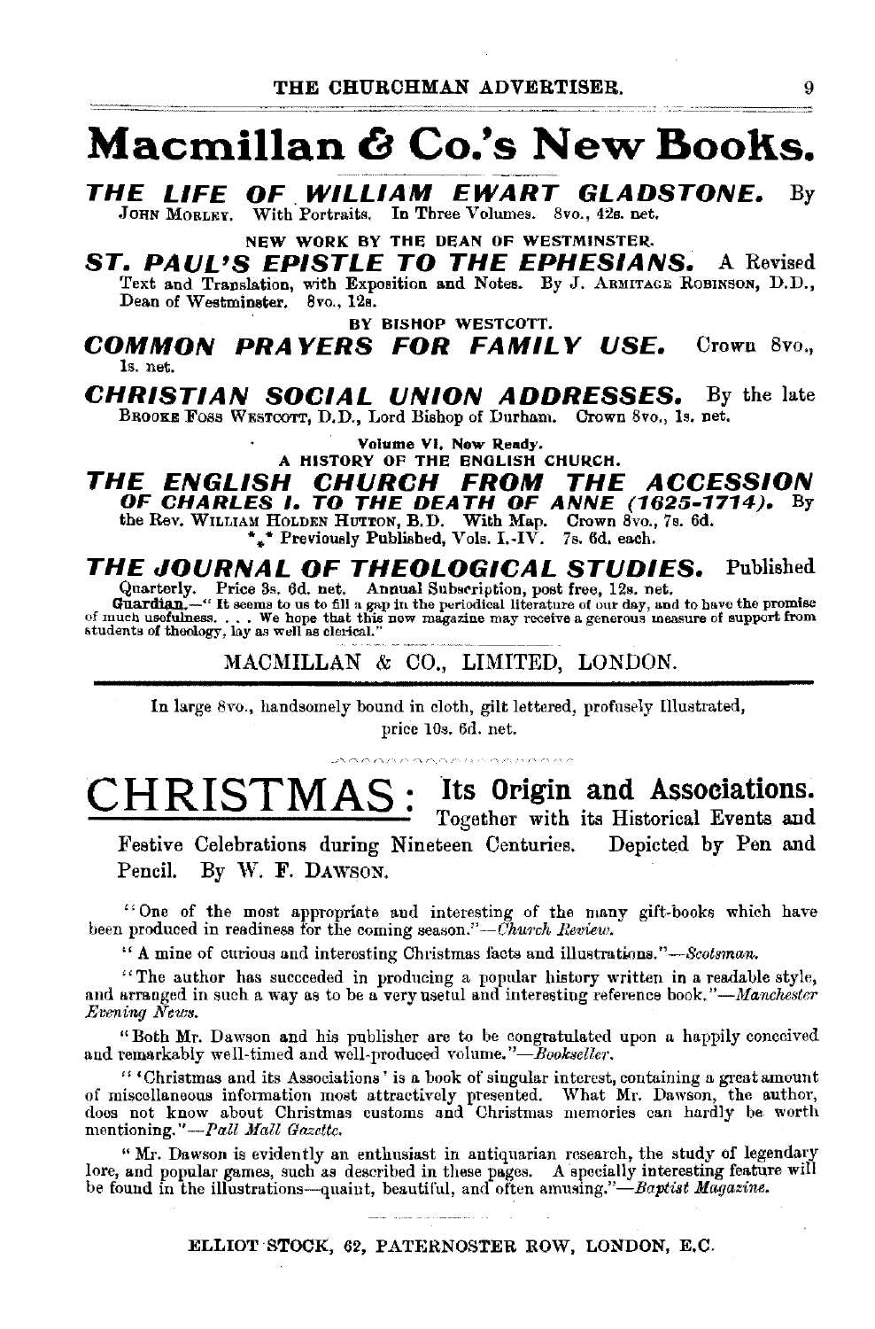# Macmillan & Co.'s New Books.

***THE LIFE OF WILLIAM EWART GLADSTONE.*** By JOHN MORLEY. With Portraits. In Three Volumes. 8vo., 42s. net.

NEW WORK BY THE DEAN OF WESTMINSTER.

***ST. PAUL'S EPISTLE TO THE EPHESIANS.*** A Revised Text and Translation, with Exposition and Notes. By J. ARMITAGE ROBINSON, D.D., Dean of Westminster. 8vo., 12s.

BY BISHOP WESTCOTT.

***COMMON PRAYERS FOR FAMILY USE.*** Crown 8vo., 1s. net.

***CHRISTIAN SOCIAL UNION ADDRESSES.*** By the late BROOKE FOSS WESTCOTT, D.D., Lord Bishop of Durham. Crown 8vo., 1s. net.

**Volume VI. Now Ready.**

A HISTORY OF THE ENGLISH CHURCH.

***THE ENGLISH CHURCH FROM THE ACCESSION OF CHARLES I. TO THE DEATH OF ANNE (1625-1714).*** By the Rev. WILLIAM HOLDEN HUTTON, B.D. With Map. Crown 8vo., 7s. 6d.

\*\*\* Previously Published, Vols. I.-IV. 7s. 6d. each.

***THE JOURNAL OF THEOLOGICAL STUDIES.*** Published Quarterly. Price 3s. 6d. net. Annual Subscription, post free, 12s. net.

**Guardian.**—" It seems to us to fill a gap in the periodical literature of our day, and to have the promise of much usefulness. . . . We hope that this new magazine may receive a generous measure of support from students of theology, lay as well as clerical."

MACMILLAN & CO., LIMITED, LONDON.

---

In large 8vo., handsomely bound in cloth, gilt lettered, profusely Illustrated, price 10s. 6d. net.

# CHRISTMAS: Its Origin and Associations.

Together with its Historical Events and Festive Celebrations during Nineteen Centuries. Depicted by Pen and Pencil. By W. F. DAWSON.

"One of the most appropriate and interesting of the many gift-books which have been produced in readiness for the coming season."—*Church Review.*

"A mine of curious and interesting Christmas facts and illustrations."—*Scotsman.*

"The author has succeeded in producing a popular history written in a readable style, and arranged in such a way as to be a very useful and interesting reference book."—*Manchester Evening News.*

"Both Mr. Dawson and his publisher are to be congratulated upon a happily conceived and remarkably well-timed and well-produced volume."—*Bookseller.*

"'Christmas and its Associations' is a book of singular interest, containing a great amount of miscellaneous information most attractively presented. What Mr. Dawson, the author, does not know about Christmas customs and Christmas memories can hardly be worth mentioning."—*Pall Mall Gazette.*

"Mr. Dawson is evidently an enthusiast in antiquarian research, the study of legendary lore, and popular games, such as described in these pages. A specially interesting feature will be found in the illustrations—quaint, beautiful, and often amusing."—*Baptist Magazine.*

ELLIOT STOCK, 62, PATERNOSTER ROW, LONDON, E.C.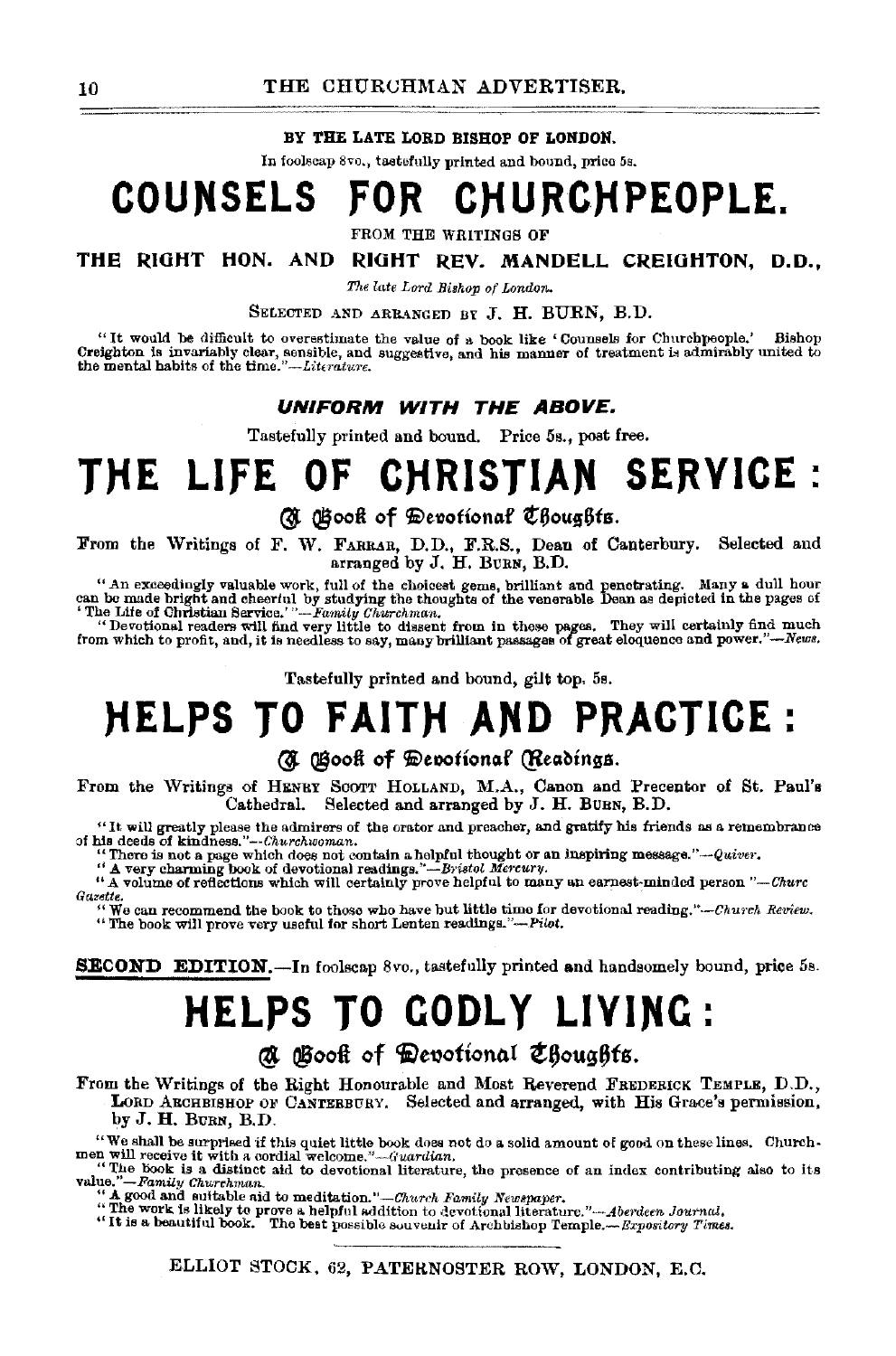BY THE LATE LORD BISHOP OF LONDON.

In foolscap 8vo., tastefully printed and bound, price 5s.

# COUNSELS FOR CHURCHPEOPLE.

FROM THE WRITINGS OF

**THE RIGHT HON. AND RIGHT REV. MANDELL CREIGHTON, D.D.,**

*The late Lord Bishop of London.*

SELECTED AND ARRANGED BY J. H. BURN, B.D.

"It would be difficult to overestimate the value of a book like 'Counsels for Churchpeople.' Bishop Creighton is invariably clear, sensible, and suggestive, and his manner of treatment is admirably united to the mental habits of the time."—*Literature.*

***UNIFORM WITH THE ABOVE.***

Tastefully printed and bound. Price 5s., post free.

# THE LIFE OF CHRISTIAN SERVICE:

## A Book of Devotional Thoughts.

From the Writings of F. W. FARRAR, D.D., F.R.S., Dean of Canterbury. Selected and arranged by J. H. BURN, B.D.

"An exceedingly valuable work, full of the choicest gems, brilliant and penetrating. Many a dull hour can be made bright and cheerful by studying the thoughts of the venerable Dean as depicted in the pages of 'The Life of Christian Service.'"—*Family Churchman.*

"Devotional readers will find very little to dissent from in these pages. They will certainly find much from which to profit, and, it is needless to say, many brilliant passages of great eloquence and power."—*News.*

Tastefully printed and bound, gilt top, 5s.

# HELPS TO FAITH AND PRACTICE:

## A Book of Devotional Readings.

From the Writings of HENRY SCOTT HOLLAND, M.A., Canon and Precentor of St. Paul's Cathedral. Selected and arranged by J. H. BURN, B.D.

"It will greatly please the admirers of the orator and preacher, and gratify his friends as a remembrance of his deeds of kindness."—*Churchwoman.*

"There is not a page which does not contain a helpful thought or an inspiring message."—*Quiver.*

"A very charming book of devotional readings."—*Bristol Mercury.*

"A volume of reflections which will certainly prove helpful to many an earnest-minded person."—*Churc Gazette.*

"We can recommend the book to those who have but little time for devotional reading."—*Church Review.*

"The book will prove very useful for short Lenten readings."—*Pilot.*

**SECOND EDITION.**—In foolscap 8vo., tastefully printed and handsomely bound, price 5s.

# HELPS TO GODLY LIVING:

## A Book of Devotional Thoughts.

From the Writings of the Right Honourable and Most Reverend FREDERICK TEMPLE, D.D., LORD ARCHBISHOP OF CANTERBURY. Selected and arranged, with His Grace's permission, by J. H. BURN, B.D.

"We shall be surprised if this quiet little book does not do a solid amount of good on these lines. Churchmen will receive it with a cordial welcome."—*Guardian.*

"The book is a distinct aid to devotional literature, the presence of an index contributing also to its value."—*Family Churchman.*

"A good and suitable aid to meditation."—*Church Family Newspaper.*

"The work is likely to prove a helpful addition to devotional literature."—*Aberdeen Journal.*

"It is a beautiful book. The best possible souvenir of Archbishop Temple.—*Expository Times.*

ELLIOT STOCK, 62, PATERNOSTER ROW, LONDON, E.C.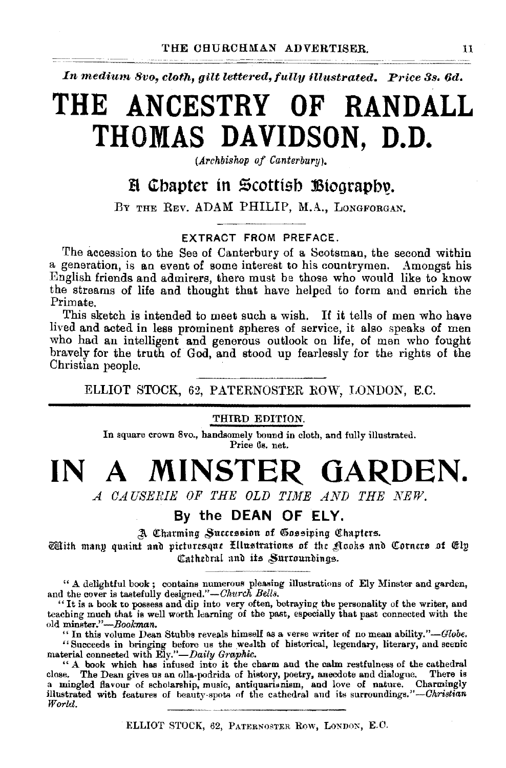*In medium 8vo, cloth, gilt lettered, fully illustrated. Price 3s. 6d.*

# THE ANCESTRY OF RANDALL THOMAS DAVIDSON, D.D.

*(Archbishop of Canterbury).*

## A Chapter in Scottish Biography.

BY THE REV. ADAM PHILIP, M.A., LONGFORGAN.

EXTRACT FROM PREFACE.

The accession to the See of Canterbury of a Scotsman, the second within a generation, is an event of some interest to his countrymen. Amongst his English friends and admirers, there must be those who would like to know the streams of life and thought that have helped to form and enrich the Primate.

This sketch is intended to meet such a wish. If it tells of men who have lived and acted in less prominent spheres of service, it also speaks of men who had an intelligent and generous outlook on life, of men who fought bravely for the truth of God, and stood up fearlessly for the rights of the Christian people.

ELLIOT STOCK, 62, PATERNOSTER ROW, LONDON, E.C.

---

THIRD EDITION.

In square crown 8vo., handsomely bound in cloth, and fully illustrated.
Price 6s. net.

# IN A MINSTER GARDEN.

*A CAUSERIE OF THE OLD TIME AND THE NEW.*

## By the DEAN OF ELY.

A Charming Succession of Gossiping Chapters.

With many quaint and picturesque Illustrations of the Nooks and Corners of Ely Cathedral and its Surroundings.

"A delightful book; contains numerous pleasing illustrations of Ely Minster and garden, and the cover is tastefully designed."—*Church Bells.*

"It is a book to possess and dip into very often, betraying the personality of the writer, and teaching much that is well worth learning of the past, especially that past connected with the old minster."—*Bookman.*

"In this volume Dean Stubbs reveals himself as a verse writer of no mean ability."—*Globe.*

"Succeeds in bringing before us the wealth of historical, legendary, literary, and scenic material connected with Ely."—*Daily Graphic.*

"A book which has infused into it the charm and the calm restfulness of the cathedral close. The Dean gives us an olla-podrida of history, poetry, anecdote and dialogue. There is a mingled flavour of scholarship, music, antiquarianism, and love of nature. Charmingly illustrated with features of beauty-spots of the cathedral and its surroundings."—*Christian World.*

ELLIOT STOCK, 62, PATERNOSTER ROW, LONDON, E.C.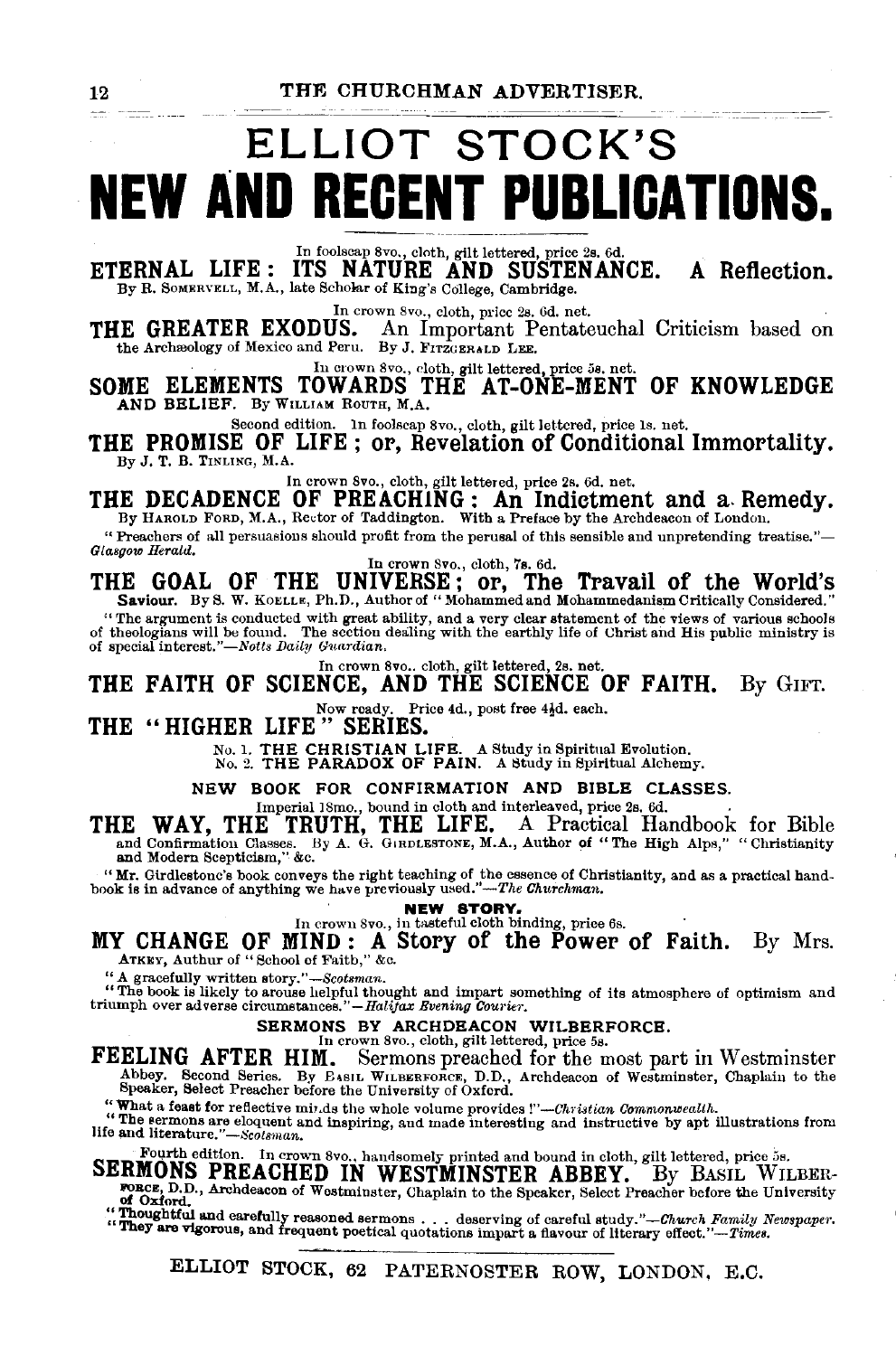# ELLIOT STOCK'S

# NEW AND RECENT PUBLICATIONS.

In foolscap 8vo., cloth, gilt lettered, price 2s. 6d.

**ETERNAL LIFE: ITS NATURE AND SUSTENANCE. A Reflection.** By R. SOMERVELL, M.A., late Scholar of King's College, Cambridge.

In crown 8vo., cloth, price 2s. 6d. net.

**THE GREATER EXODUS.** An Important Pentateuchal Criticism based on the Archæology of Mexico and Peru. By J. FITZGERALD LEE.

In crown 8vo., cloth, gilt lettered, price 5s. net.

**SOME ELEMENTS TOWARDS THE AT-ONE-MENT OF KNOWLEDGE AND BELIEF.** By WILLIAM ROUTH, M.A.

Second edition. In foolscap 8vo., cloth, gilt lettered, price 1s. net.

**THE PROMISE OF LIFE; or, Revelation of Conditional Immortality.** By J. T. B. TINLING, M.A.

In crown 8vo., cloth, gilt lettered, price 2s. 6d. net.

**THE DECADENCE OF PREACHING: An Indictment and a Remedy.** By HAROLD FORD, M.A., Rector of Taddington. With a Preface by the Archdeacon of London.

"Preachers of all persuasions should profit from the perusal of this sensible and unpretending treatise."—*Glasgow Herald.*

In crown 8vo., cloth, 7s. 6d.

**THE GOAL OF THE UNIVERSE; or, The Travail of the World's Saviour.** By S. W. KOELLE, Ph.D., Author of "Mohammed and Mohammedanism Critically Considered."

"The argument is conducted with great ability, and a very clear statement of the views of various schools of theologians will be found. The section dealing with the earthly life of Christ and His public ministry is of special interest."—*Notts Daily Guardian.*

In crown 8vo., cloth, gilt lettered, 2s. net.

**THE FAITH OF SCIENCE, AND THE SCIENCE OF FAITH.** By GIFT.

Now ready. Price 4d., post free 4½d. each.

**THE "HIGHER LIFE" SERIES.**

No. 1. THE CHRISTIAN LIFE. A Study in Spiritual Evolution.
No. 2. THE PARADOX OF PAIN. A Study in Spiritual Alchemy.

NEW BOOK FOR CONFIRMATION AND BIBLE CLASSES.

Imperial 18mo., bound in cloth and interleaved, price 2s. 6d.

**THE WAY, THE TRUTH, THE LIFE.** A Practical Handbook for Bible and Confirmation Classes. By A. G. GIRDLESTONE, M.A., Author of "The High Alps," "Christianity and Modern Scepticism," &c.

"Mr. Girdlestone's book conveys the right teaching of the essence of Christianity, and as a practical handbook is in advance of anything we have previously used."—*The Churchman.*

**NEW STORY.**

In crown 8vo., in tasteful cloth binding, price 6s.

**MY CHANGE OF MIND: A Story of the Power of Faith.** By Mrs. ATKEY, Author of "School of Faith," &c.

"A gracefully written story."—*Scotsman.*

"The book is likely to arouse helpful thought and impart something of its atmosphere of optimism and triumph over adverse circumstances."—*Halifax Evening Courier.*

SERMONS BY ARCHDEACON WILBERFORCE.

In crown 8vo., cloth, gilt lettered, price 5s.

**FEELING AFTER HIM.** Sermons preached for the most part in Westminster Abbey. Second Series. By BASIL WILBERFORCE, D.D., Archdeacon of Westminster, Chaplain to the Speaker, Select Preacher before the University of Oxford.

"What a feast for reflective minds the whole volume provides!"—*Christian Commonwealth.*

"The sermons are eloquent and inspiring, and made interesting and instructive by apt illustrations from life and literature."—*Scotsman.*

Fourth edition. In crown 8vo., handsomely printed and bound in cloth, gilt lettered, price 5s.

**SERMONS PREACHED IN WESTMINSTER ABBEY.** By BASIL WILBERFORCE, D.D., Archdeacon of Westminster, Chaplain to the Speaker, Select Preacher before the University of Oxford.

"Thoughtful and carefully reasoned sermons . . . deserving of careful study."—*Church Family Newspaper.*
"They are vigorous, and frequent poetical quotations impart a flavour of literary effect."—*Times.*

ELLIOT STOCK, 62 PATERNOSTER ROW, LONDON, E.C.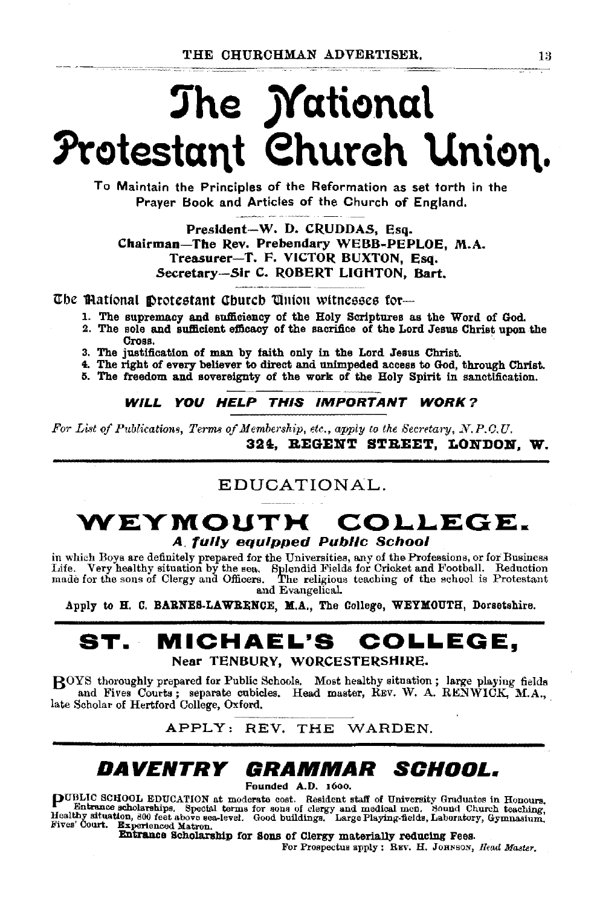# The National Protestant Church Union.

To Maintain the Principles of the Reformation as set forth in the Prayer Book and Articles of the Church of England.

President—W. D. CRUDDAS, Esq.
Chairman—The Rev. Prebendary WEBB-PEPLOE, M.A.
Treasurer—T. F. VICTOR BUXTON, Esq.
Secretary—Sir C. ROBERT LIGHTON, Bart.

The National Protestant Church Union witnesses for—

1. The supremacy and sufficiency of the Holy Scriptures as the Word of God.
2. The sole and sufficient efficacy of the sacrifice of the Lord Jesus Christ upon the Cross.
3. The justification of man by faith only in the Lord Jesus Christ.
4. The right of every believer to direct and unimpeded access to God, through Christ.
5. The freedom and sovereignty of the work of the Holy Spirit in sanctification.

***WILL YOU HELP THIS IMPORTANT WORK?***

*For List of Publications, Terms of Membership, etc., apply to the Secretary, N.P.C.U.*
**324, REGENT STREET, LONDON, W.**

---

## EDUCATIONAL.

## WEYMOUTH COLLEGE.

***A fully equipped Public School***

in which Boys are definitely prepared for the Universities, any of the Professions, or for Business Life. Very healthy situation by the sea. Splendid Fields for Cricket and Football. Reduction made for the sons of Clergy and Officers. The religious teaching of the school is Protestant and Evangelical.

**Apply to H. C. BARNES-LAWRENCE, M.A., The College, WEYMOUTH, Dorsetshire.**

---

## ST. MICHAEL'S COLLEGE,

**Near TENBURY, WORCESTERSHIRE.**

BOYS thoroughly prepared for Public Schools. Most healthy situation; large playing fields and Fives Courts; separate cubicles. Head master, REV. W. A. RENWICK, M.A., late Scholar of Hertford College, Oxford.

APPLY: REV. THE WARDEN.

---

## DAVENTRY GRAMMAR SCHOOL.

**Founded A.D. 1600.**

PUBLIC SCHOOL EDUCATION at moderate cost. Resident staff of University Graduates in Honours. Entrance scholarships. Special terms for sons of clergy and medical men. Sound Church teaching. Healthy situation, 800 feet above sea-level. Good buildings. Large Playing-fields, Laboratory, Gymnasium, Fives' Court. Experienced Matron.

**Entrance Scholarship for Sons of Clergy materially reducing Fees.**

For Prospectus apply: REV. H. JOHNSON, *Head Master.*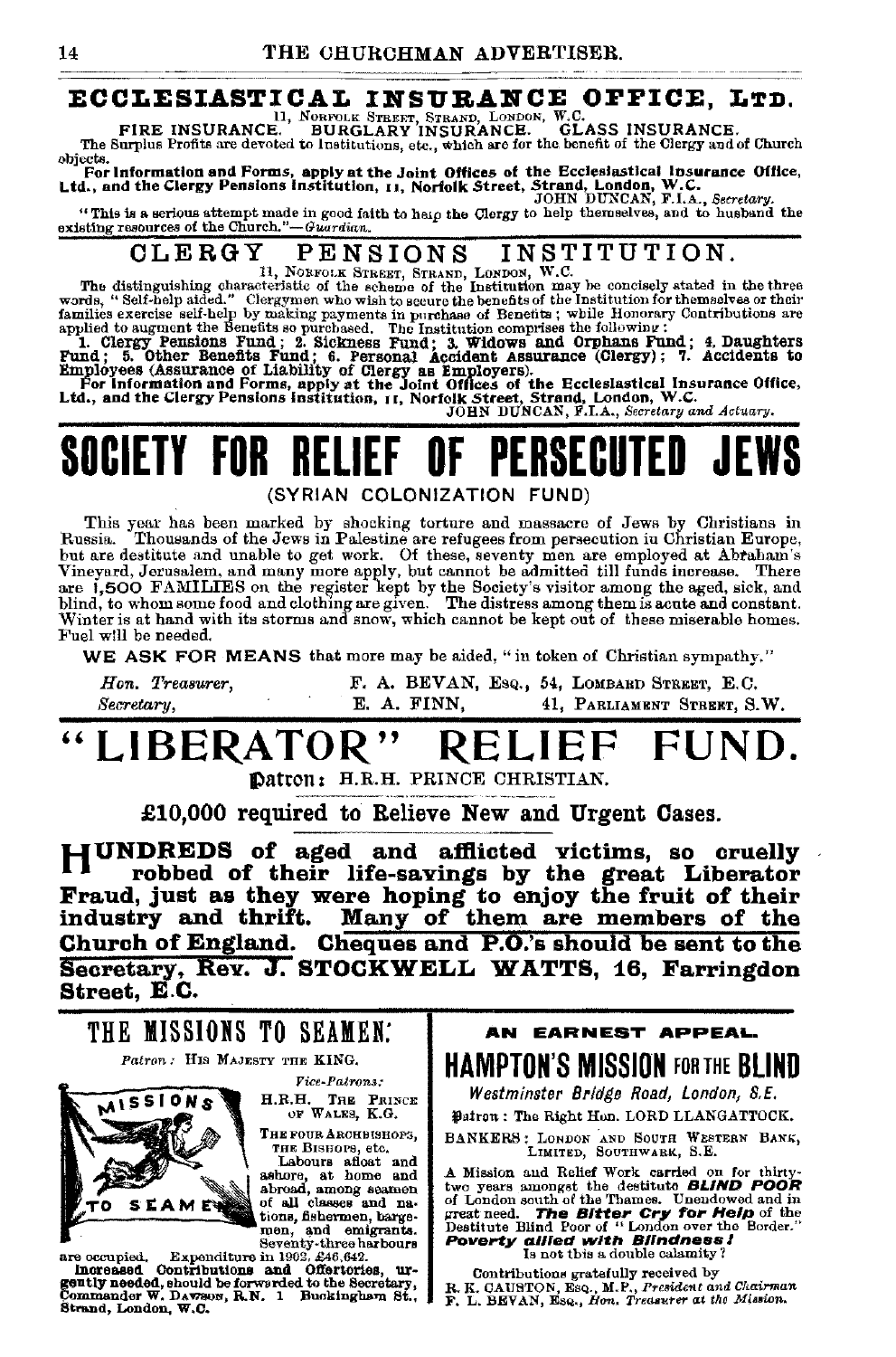# ECCLESIASTICAL INSURANCE OFFICE, LTD.

11, NORFOLK STREET, STRAND, LONDON, W.C.

FIRE INSURANCE. BURGLARY INSURANCE. GLASS INSURANCE.

The Surplus Profits are devoted to Institutions, etc., which are for the benefit of the Clergy and of Church objects.

**For Information and Forms, apply at the Joint Offices of the Ecclesiastical Insurance Office, Ltd., and the Clergy Pensions Institution, 11, Norfolk Street, Strand, London, W.C.**

JOHN DUNCAN, F.I.A., *Secretary.*

"This is a serious attempt made in good faith to help the Clergy to help themselves, and to husband the existing resources of the Church."—*Guardian.*

# CLERGY PENSIONS INSTITUTION.

11, NORFOLK STREET, STRAND, LONDON, W.C.

The distinguishing characteristic of the scheme of the Institution may be concisely stated in the three words, "Self-help aided." Clergymen who wish to secure the benefits of the Institution for themselves or their families exercise self-help by making payments in purchase of Benefits; while Honorary Contributions are applied to augment the Benefits so purchased. The Institution comprises the following:

**1. Clergy Pensions Fund; 2. Sickness Fund; 3. Widows and Orphans Fund; 4. Daughters Fund; 5. Other Benefits Fund; 6. Personal Accident Assurance (Clergy); 7. Accidents to Employees (Assurance of Liability of Clergy as Employers).**

**For Information and Forms, apply at the Joint Offices of the Ecclesiastical Insurance Office, Ltd., and the Clergy Pensions Institution, 11, Norfolk Street, Strand, London, W.C.**

JOHN DUNCAN, F.I.A., *Secretary and Actuary.*

# SOCIETY FOR RELIEF OF PERSECUTED JEWS

(SYRIAN COLONIZATION FUND)

This year has been marked by shocking torture and massacre of Jews by Christians in Russia. Thousands of the Jews in Palestine are refugees from persecution in Christian Europe, but are destitute and unable to get work. Of these, seventy men are employed at Abraham's Vineyard, Jerusalem, and many more apply, but cannot be admitted till funds increase. There are 1,500 FAMILIES on the register kept by the Society's visitor among the aged, sick, and blind, to whom some food and clothing are given. The distress among them is acute and constant. Winter is at hand with its storms and snow, which cannot be kept out of these miserable homes. Fuel will be needed.

**WE ASK FOR MEANS** that more may be aided, "in token of Christian sympathy."

*Hon. Treasurer,* F. A. BEVAN, ESQ., 54, LOMBARD STREET, E.C.
*Secretary,* E. A. FINN, 41, PARLIAMENT STREET, S.W.

# "LIBERATOR" RELIEF FUND.

Patron: H.R.H. PRINCE CHRISTIAN.

**£10,000 required to Relieve New and Urgent Cases.**

**HUNDREDS of aged and afflicted victims, so cruelly robbed of their life-savings by the great Liberator Fraud, just as they were hoping to enjoy the fruit of their industry and thrift. Many of them are members of the Church of England. Cheques and P.O.'s should be sent to the Secretary, Rev. J. STOCKWELL WATTS, 16, Farringdon Street, E.C.**

# THE MISSIONS TO SEAMEN.

*Patron:* HIS MAJESTY THE KING.

*Vice-Patrons:*
H.R.H. THE PRINCE OF WALES, K.G.
THE FOUR ARCHBISHOPS, THE BISHOPS, etc.

MISSIONS TO SEAMEN

Labours afloat and ashore, at home and abroad, among seamen of all classes and nations, fishermen, bargemen, and emigrants. Seventy-three harbours are occupied. Expenditure in 1902, £46,642.

**Increased Contributions and Offertories, urgently needed, should be forwarded to the Secretary, Commander W. DAWSON, R.N. 1 Buckingham St., Strand, London, W.C.**

**AN EARNEST APPEAL.**

# HAMPTON'S MISSION FOR THE BLIND

*Westminster Bridge Road, London, S.E.*

Patron: The Right Hon. LORD LLANGATTOCK.

BANKERS: LONDON AND SOUTH WESTERN BANK, LIMITED, SOUTHWARK, S.E.

A Mission and Relief Work carried on for thirty-two years amongst the destitute ***BLIND POOR*** of London south of the Thames. Unendowed and in great need. ***The Bitter Cry for Help*** of the Destitute Blind Poor of "London over the Border." ***Poverty allied with Blindness!*** Is not this a double calamity?

Contributions gratefully received by
R. K. CAUSTON, ESQ., M.P., *President and Chairman*
F. L. BEVAN, ESQ., *Hon. Treasurer at the Mission.*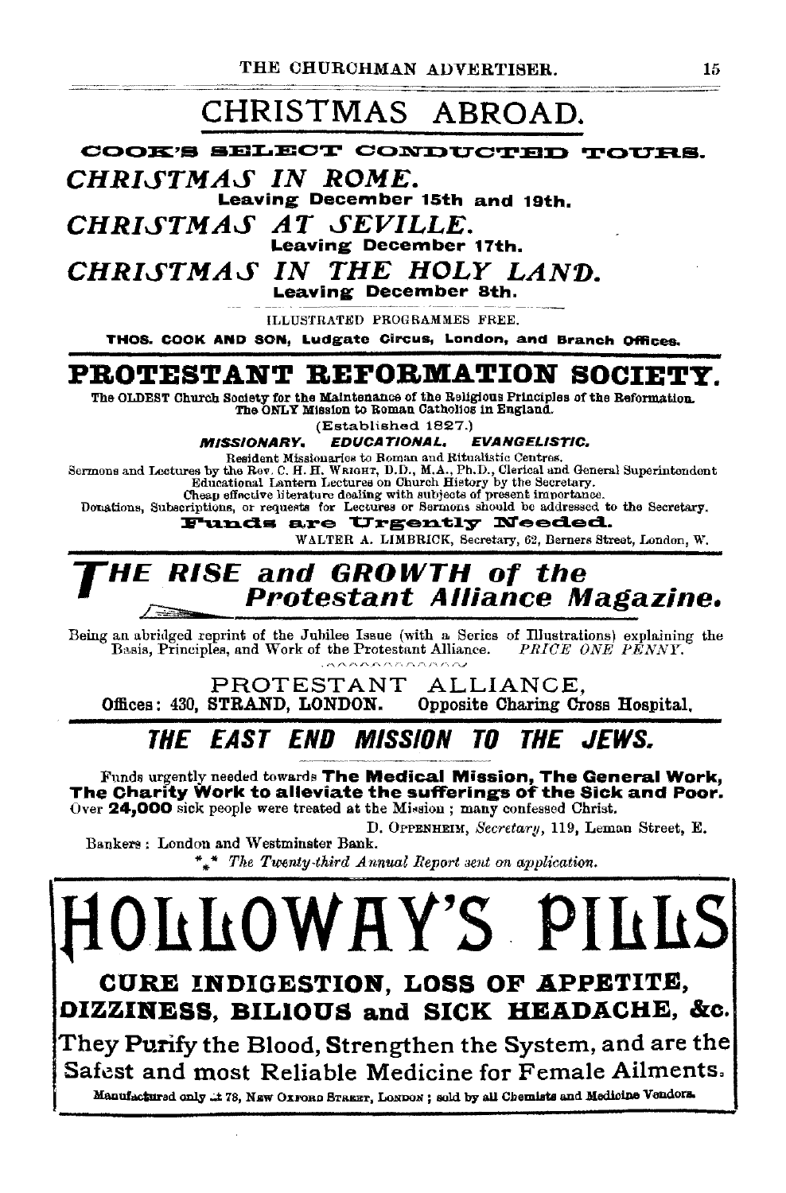# CHRISTMAS ABROAD.

**COOK'S SELECT CONDUCTED TOURS.**

***CHRISTMAS IN ROME.***
**Leaving December 15th and 19th.**

***CHRISTMAS AT SEVILLE.***
**Leaving December 17th.**

***CHRISTMAS IN THE HOLY LAND.***
**Leaving December 8th.**

ILLUSTRATED PROGRAMMES FREE.

**THOS. COOK AND SON, Ludgate Circus, London, and Branch Offices.**

---

# PROTESTANT REFORMATION SOCIETY.

The OLDEST Church Society for the Maintenance of the Religious Principles of the Reformation.
The ONLY Mission to Roman Catholics in England.

(Established 1827.)

***MISSIONARY. EDUCATIONAL. EVANGELISTIC.***

Resident Missionaries to Roman and Ritualistic Centres.
Sermons and Lectures by the Rev. C. H. H. Wright, D.D., M.A., Ph.D., Clerical and General Superintendent
Educational Lantern Lectures on Church History by the Secretary.
Cheap effective literature dealing with subjects of present importance.
Donations, Subscriptions, or requests for Lectures or Sermons should be addressed to the Secretary.

**Funds are Urgently Needed.**

WALTER A. LIMBRICK, Secretary, 62, Berners Street, London, W.

---

# *THE RISE and GROWTH of the Protestant Alliance Magazine.*

Being an abridged reprint of the Jubilee Issue (with a Series of Illustrations) explaining the Basis, Principles, and Work of the Protestant Alliance. *PRICE ONE PENNY.*

PROTESTANT ALLIANCE,
**Offices: 430, STRAND, LONDON. Opposite Charing Cross Hospital.**

---

# *THE EAST END MISSION TO THE JEWS.*

Funds urgently needed towards **The Medical Mission, The General Work, The Charity Work to alleviate the sufferings of the Sick and Poor.**
Over **24,000** sick people were treated at the Mission; many confessed Christ.

D. OPPENHEIM, *Secretary*, 119, Leman Street, E.

Bankers: London and Westminster Bank.

*** *The Twenty-third Annual Report sent on application.*

---

# HOLLOWAY'S PILLS

**CURE INDIGESTION, LOSS OF APPETITE, DIZZINESS, BILIOUS and SICK HEADACHE, &c.**

They Purify the Blood, Strengthen the System, and are the Safest and most Reliable Medicine for Female Ailments.

Manufactured only at 78, New Oxford Street, London; sold by all Chemists and Medicine Vendors.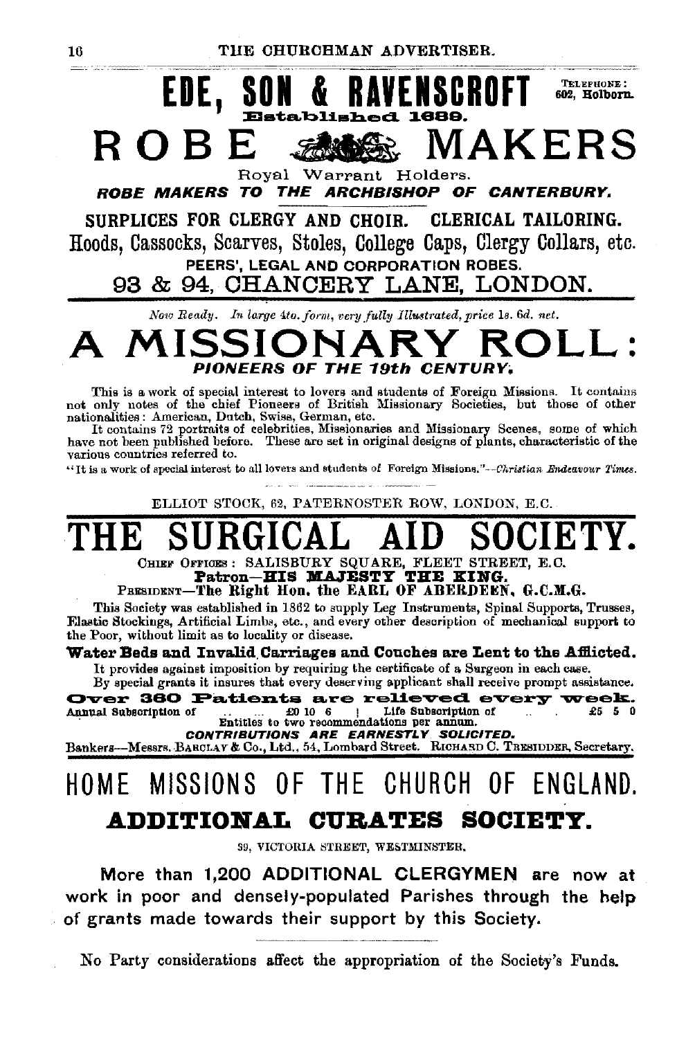# EDE, SON & RAVENSCROFT

TELEPHONE: 602, Holborn.

Established 1689.

# ROBE MAKERS

Royal Warrant Holders.

***ROBE MAKERS TO THE ARCHBISHOP OF CANTERBURY.***

**SURPLICES FOR CLERGY AND CHOIR. CLERICAL TAILORING.**

**Hoods, Cassocks, Scarves, Stoles, College Caps, Clergy Collars, etc.**

**PEERS', LEGAL AND CORPORATION ROBES.**

**93 & 94, CHANCERY LANE, LONDON.**

---

*Now Ready. In large 4to. form, very fully Illustrated, price 1s. 6d. net.*

# A MISSIONARY ROLL:

***PIONEERS OF THE 19th CENTURY.***

This is a work of special interest to lovers and students of Foreign Missions. It contains not only notes of the chief Pioneers of British Missionary Societies, but those of other nationalities: American, Dutch, Swiss, German, etc.

It contains 72 portraits of celebrities, Missionaries and Missionary Scenes, some of which have not been published before. These are set in original designs of plants, characteristic of the various countries referred to.

"It is a work of special interest to all lovers and students of Foreign Missions."—*Christian Endeavour Times.*

ELLIOT STOCK, 62, PATERNOSTER ROW, LONDON, E.C.

---

# THE SURGICAL AID SOCIETY.

CHIEF OFFICES: SALISBURY SQUARE, FLEET STREET, E.C.

**Patron—HIS MAJESTY THE KING.**

PRESIDENT—**The Right Hon. the EARL OF ABERDEEN, G.C.M.G.**

This Society was established in 1862 to supply Leg Instruments, Spinal Supports, Trusses, Elastic Stockings, Artificial Limbs, etc., and every other description of mechanical support to the Poor, without limit as to locality or disease.

**Water Beds and Invalid Carriages and Couches are Lent to the Afflicted.**

It provides against imposition by requiring the certificate of a Surgeon in each case.

By special grants it insures that every deserving applicant shall receive prompt assistance.

**Over 360 Patients are relieved every week.**

Annual Subscription of .. .. £0 10 6 | Life Subscription of .. . £5 5 0

Entitles to two recommendations per annum.

***CONTRIBUTIONS ARE EARNESTLY SOLICITED.***

Bankers—Messrs. BARCLAY & Co., Ltd., 54, Lombard Street. RICHARD C. TRESIDDER, Secretary.

---

# HOME MISSIONS OF THE CHURCH OF ENGLAND.

## ADDITIONAL CURATES SOCIETY.

39, VICTORIA STREET, WESTMINSTER.

More than 1,200 ADDITIONAL CLERGYMEN are now at work in poor and densely-populated Parishes through the help of grants made towards their support by this Society.

No Party considerations affect the appropriation of the Society's Funds.